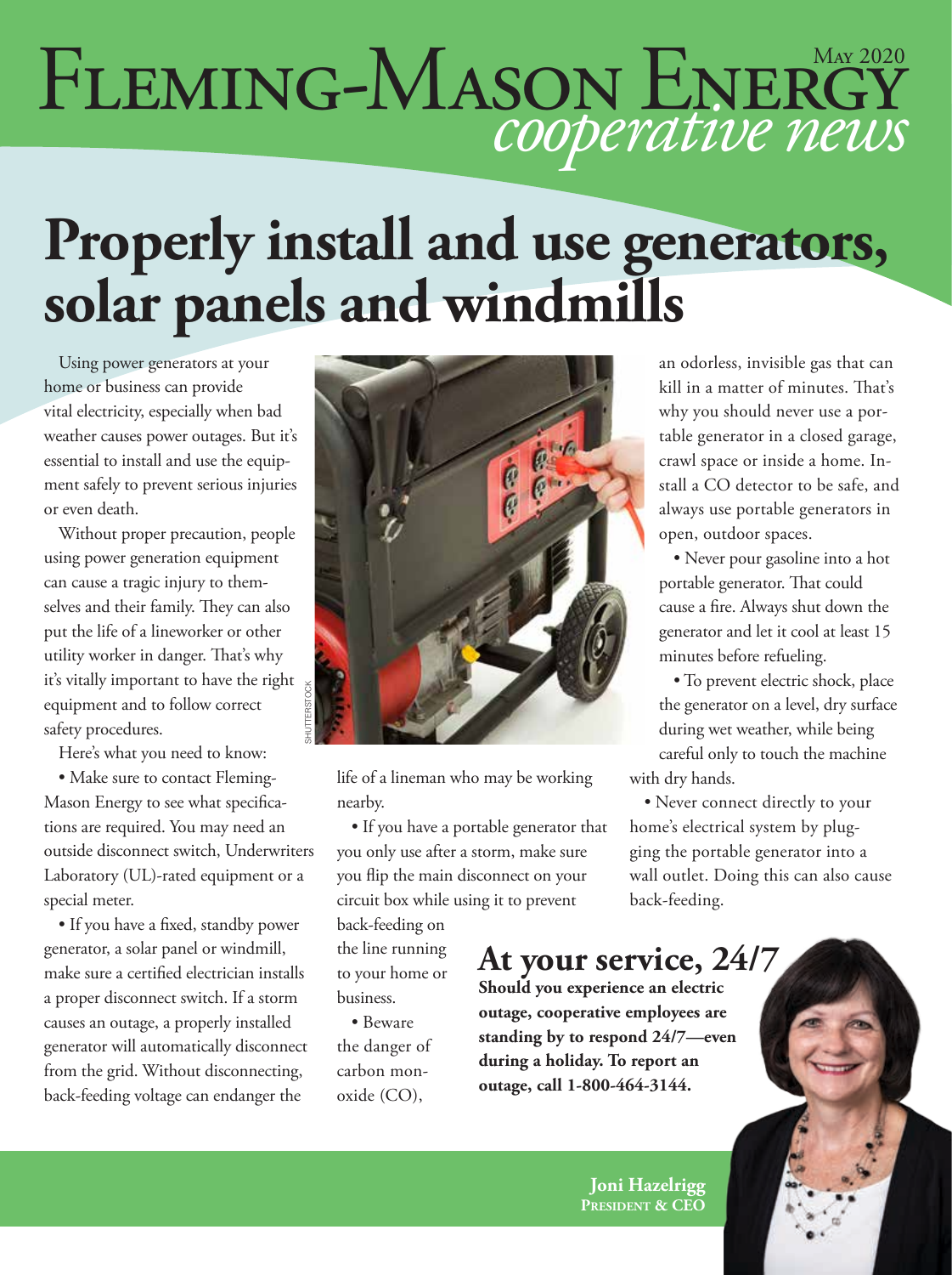# Fleming-Mason Energy *cooperative news*

May 2020

# Properly install and use generators, solar panels and windmills

Using power generators at your home or business can provide vital electricity, especially when bad weather causes power outages. But it's essential to install and use the equipment safely to prevent serious injuries or even death.

Without proper precaution, people using power generation equipment can cause a tragic injury to themselves and their family. They can also put the life of a lineworker or other utility worker in danger. That's why it's vitally important to have the right equipment and to follow correct safety procedures.

Here's what you need to know:

• Make sure to contact Fleming-Mason Energy to see what specifications are required. You may need an outside disconnect switch, Underwriters Laboratory (UL)-rated equipment or a special meter.

• If you have a fixed, standby power generator, a solar panel or windmill, make sure a certified electrician installs a proper disconnect switch. If a storm causes an outage, a properly installed generator will automatically disconnect from the grid. Without disconnecting, back-feeding voltage can endanger the life of a lineman who may be working nearby.

• If you have a portable generator that you only use after a storm, make sure you flip the main disconnect on your circuit box while using it to prevent back-feeding on the line running to your home or business.

• Beware the danger of carbon monoxide (CO), an odorless, invisible gas that can kill in a matter of minutes. That's why you should never use a portable generator in a closed garage, crawl space or inside a home. Install a CO detector to be safe, and always use portable generators in open, outdoor spaces.

• Never pour gasoline into a hot portable generator. That could cause a fire. Always shut down the generator and let it cool at least 15 minutes before refueling.

• To prevent electric shock, place the generator on a level, dry surface during wet weather, while being careful only to touch the machine with dry hands.

• Never connect directly to your home's electrical system by plugging the portable generator into a wall outlet. Doing this can also cause back-feeding.

## At your service, 24/7

**Should you experience an electric outage, cooperative employees are standing by to respond 24/7—even during a holiday. To report an outage, call 1-800-464-3144.**

**Joni Hazelrigg**
**President & CEO**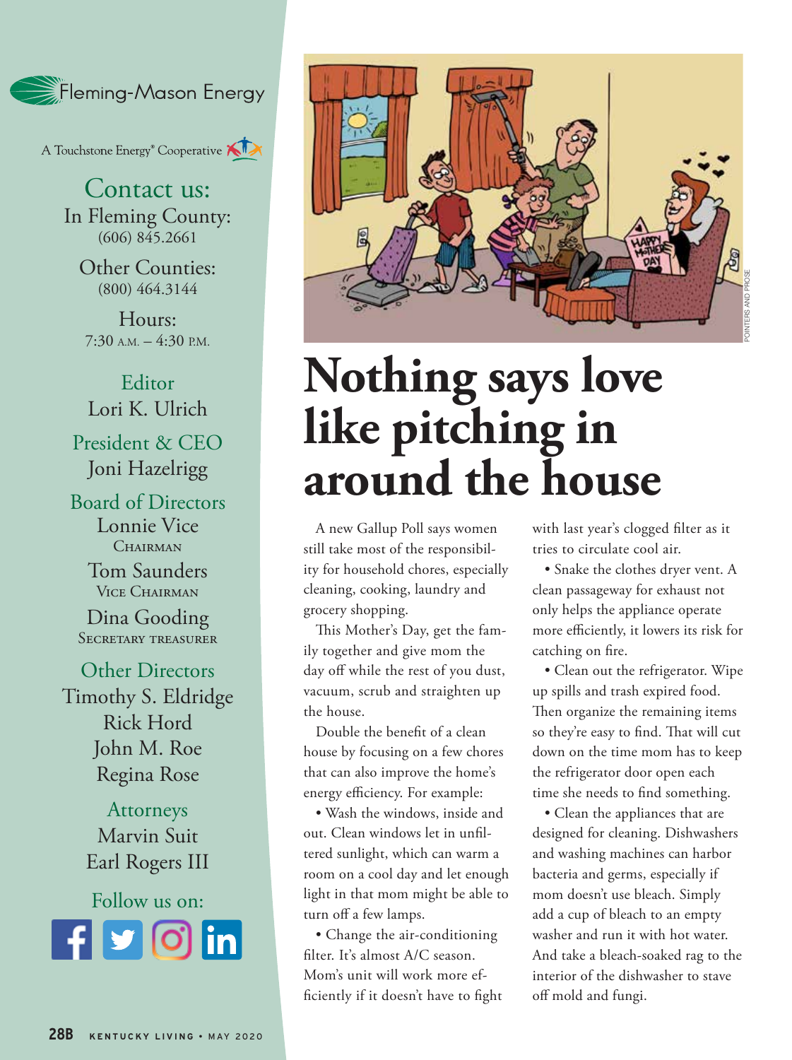Fleming-Mason Energy

A Touchstone Energy® Cooperative

## Contact us:

In Fleming County:
(606) 845.2661

Other Counties:
(800) 464.3144

Hours:
7:30 A.M. – 4:30 P.M.

**Editor**
Lori K. Ulrich

**President & CEO**
Joni Hazelrigg

**Board of Directors**
Lonnie Vice
CHAIRMAN

Tom Saunders
VICE CHAIRMAN

Dina Gooding
SECRETARY TREASURER

**Other Directors**
Timothy S. Eldridge
Rick Hord
John M. Roe
Regina Rose

**Attorneys**
Marvin Suit
Earl Rogers III

Follow us on:

POINTERS AND PROSE

# Nothing says love like pitching in around the house

A new Gallup Poll says women still take most of the responsibility for household chores, especially cleaning, cooking, laundry and grocery shopping.

This Mother's Day, get the family together and give mom the day off while the rest of you dust, vacuum, scrub and straighten up the house.

Double the benefit of a clean house by focusing on a few chores that can also improve the home's energy efficiency. For example:

- Wash the windows, inside and out. Clean windows let in unfiltered sunlight, which can warm a room on a cool day and let enough light in that mom might be able to turn off a few lamps.
- Change the air-conditioning filter. It's almost A/C season. Mom's unit will work more efficiently if it doesn't have to fight with last year's clogged filter as it tries to circulate cool air.
- Snake the clothes dryer vent. A clean passageway for exhaust not only helps the appliance operate more efficiently, it lowers its risk for catching on fire.
- Clean out the refrigerator. Wipe up spills and trash expired food. Then organize the remaining items so they're easy to find. That will cut down on the time mom has to keep the refrigerator door open each time she needs to find something.
- Clean the appliances that are designed for cleaning. Dishwashers and washing machines can harbor bacteria and germs, especially if mom doesn't use bleach. Simply add a cup of bleach to an empty washer and run it with hot water. And take a bleach-soaked rag to the interior of the dishwasher to stave off mold and fungi.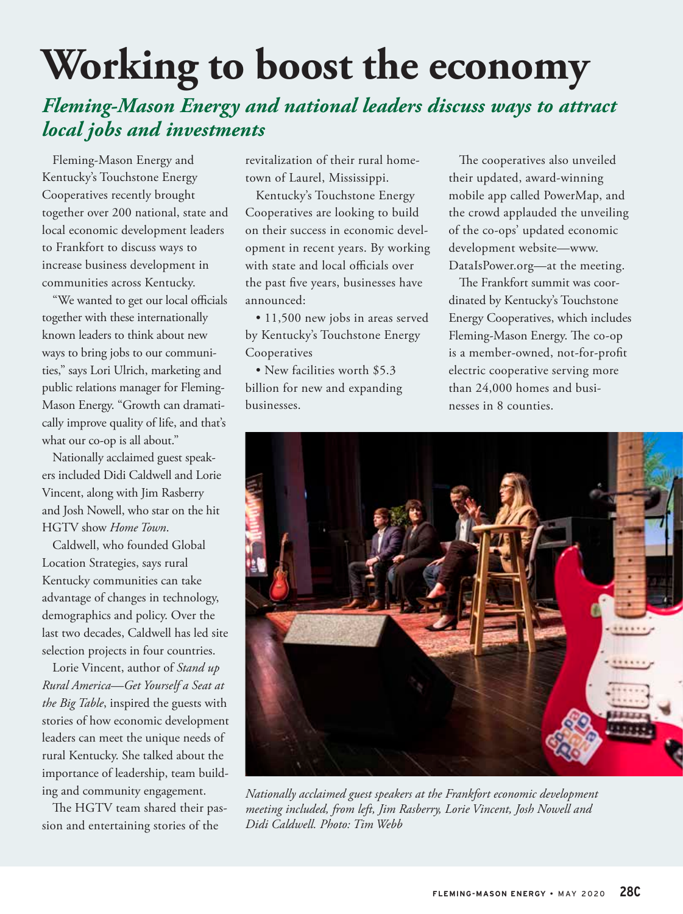# Working to boost the economy

## *Fleming-Mason Energy and national leaders discuss ways to attract local jobs and investments*

Fleming-Mason Energy and Kentucky's Touchstone Energy Cooperatives recently brought together over 200 national, state and local economic development leaders to Frankfort to discuss ways to increase business development in communities across Kentucky.

"We wanted to get our local officials together with these internationally known leaders to think about new ways to bring jobs to our communities," says Lori Ulrich, marketing and public relations manager for Fleming-Mason Energy. "Growth can dramatically improve quality of life, and that's what our co-op is all about."

Nationally acclaimed guest speakers included Didi Caldwell and Lorie Vincent, along with Jim Rasberry and Josh Nowell, who star on the hit HGTV show *Home Town*.

Caldwell, who founded Global Location Strategies, says rural Kentucky communities can take advantage of changes in technology, demographics and policy. Over the last two decades, Caldwell has led site selection projects in four countries.

Lorie Vincent, author of *Stand up Rural America—Get Yourself a Seat at the Big Table*, inspired the guests with stories of how economic development leaders can meet the unique needs of rural Kentucky. She talked about the importance of leadership, team building and community engagement.

The HGTV team shared their passion and entertaining stories of the revitalization of their rural hometown of Laurel, Mississippi.

Kentucky's Touchstone Energy Cooperatives are looking to build on their success in economic development in recent years. By working with state and local officials over the past five years, businesses have announced:

- 11,500 new jobs in areas served by Kentucky's Touchstone Energy Cooperatives
- New facilities worth $5.3 billion for new and expanding businesses.

The cooperatives also unveiled their updated, award-winning mobile app called PowerMap, and the crowd applauded the unveiling of the co-ops' updated economic development website—www.DataIsPower.org—at the meeting.

The Frankfort summit was coordinated by Kentucky's Touchstone Energy Cooperatives, which includes Fleming-Mason Energy. The co-op is a member-owned, not-for-profit electric cooperative serving more than 24,000 homes and businesses in 8 counties.

*Nationally acclaimed guest speakers at the Frankfort economic development meeting included, from left, Jim Rasberry, Lorie Vincent, Josh Nowell and Didi Caldwell. Photo: Tim Webb*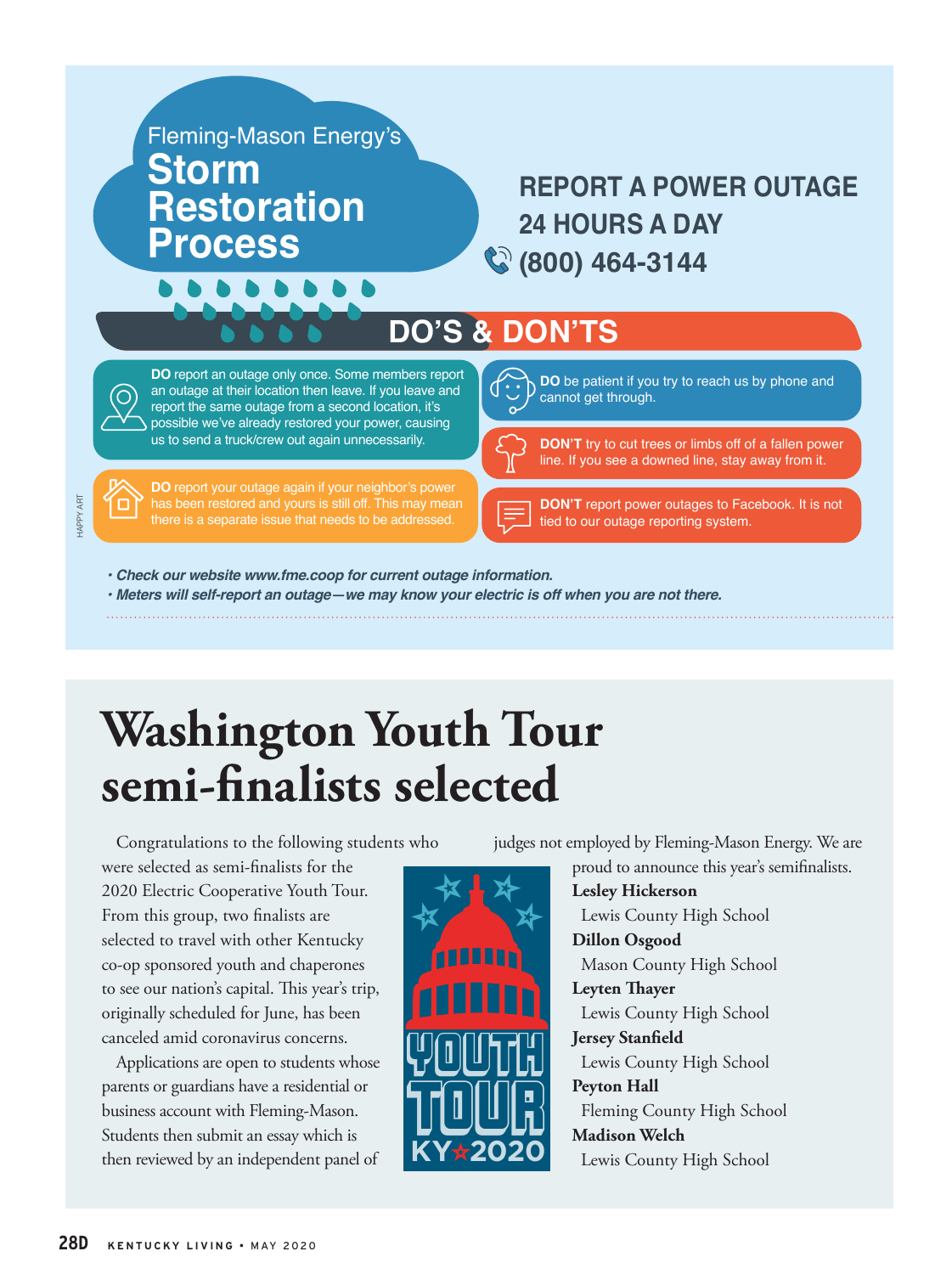Fleming-Mason Energy's

# Storm Restoration Process

## REPORT A POWER OUTAGE 24 HOURS A DAY

(800) 464-3144

## DO'S & DON'TS

**DO** report an outage only once. Some members report an outage at their location then leave. If you leave and report the same outage from a second location, it's possible we've already restored your power, causing us to send a truck/crew out again unnecessarily.

**DO** report your outage again if your neighbor's power has been restored and yours is still off. This may mean there is a separate issue that needs to be addressed.

**DO** be patient if you try to reach us by phone and cannot get through.

**DON'T** try to cut trees or limbs off of a fallen power line. If you see a downed line, stay away from it.

**DON'T** report power outages to Facebook. It is not tied to our outage reporting system.

- ***Check our website www.fme.coop for current outage information.***
- ***Meters will self-report an outage—we may know your electric is off when you are not there.***

HAPPY ART

# Washington Youth Tour semi-finalists selected

Congratulations to the following students who were selected as semi-finalists for the 2020 Electric Cooperative Youth Tour. From this group, two finalists are selected to travel with other Kentucky co-op sponsored youth and chaperones to see our nation's capital. This year's trip, originally scheduled for June, has been canceled amid coronavirus concerns.

Applications are open to students whose parents or guardians have a residential or business account with Fleming-Mason. Students then submit an essay which is then reviewed by an independent panel of judges not employed by Fleming-Mason Energy. We are proud to announce this year's semifinalists.

**Lesley Hickerson**
Lewis County High School

**Dillon Osgood**
Mason County High School

**Leyten Thayer**
Lewis County High School

**Jersey Stanfield**
Lewis County High School

**Peyton Hall**
Fleming County High School

**Madison Welch**
Lewis County High School

YOUTH TOUR KY 2020